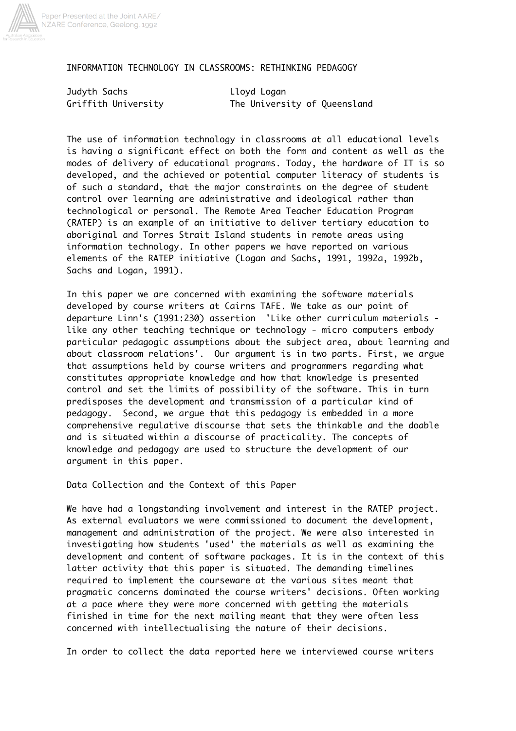# INFORMATION TECHNOLOGY IN CLASSROOMS: RETHINKING PEDAGOGY

Judyth Sachs — Griffith University

Lloyd Logan — The University of Queensland

The use of information technology in classrooms at all educational levels is having a significant effect on both the form and content as well as the modes of delivery of educational programs. Today, the hardware of IT is so developed, and the achieved or potential computer literacy of students is of such a standard, that the major constraints on the degree of student control over learning are administrative and ideological rather than technological or personal. The Remote Area Teacher Education Program (RATEP) is an example of an initiative to deliver tertiary education to aboriginal and Torres Strait Island students in remote areas using information technology. In other papers we have reported on various elements of the RATEP initiative (Logan and Sachs, 1991, 1992a, 1992b, Sachs and Logan, 1991).

In this paper we are concerned with examining the software materials developed by course writers at Cairns TAFE. We take as our point of departure Linn's (1991:230) assertion 'Like other curriculum materials - like any other teaching technique or technology - micro computers embody particular pedagogic assumptions about the subject area, about learning and about classroom relations'. Our argument is in two parts. First, we argue that assumptions held by course writers and programmers regarding what constitutes appropriate knowledge and how that knowledge is presented control and set the limits of possibility of the software. This in turn predisposes the development and transmission of a particular kind of pedagogy. Second, we argue that this pedagogy is embedded in a more comprehensive regulative discourse that sets the thinkable and the doable and is situated within a discourse of practicality. The concepts of knowledge and pedagogy are used to structure the development of our argument in this paper.

## Data Collection and the Context of this Paper

We have had a longstanding involvement and interest in the RATEP project. As external evaluators we were commissioned to document the development, management and administration of the project. We were also interested in investigating how students 'used' the materials as well as examining the development and content of software packages. It is in the context of this latter activity that this paper is situated. The demanding timelines required to implement the courseware at the various sites meant that pragmatic concerns dominated the course writers' decisions. Often working at a pace where they were more concerned with getting the materials finished in time for the next mailing meant that they were often less concerned with intellectualising the nature of their decisions.

In order to collect the data reported here we interviewed course writers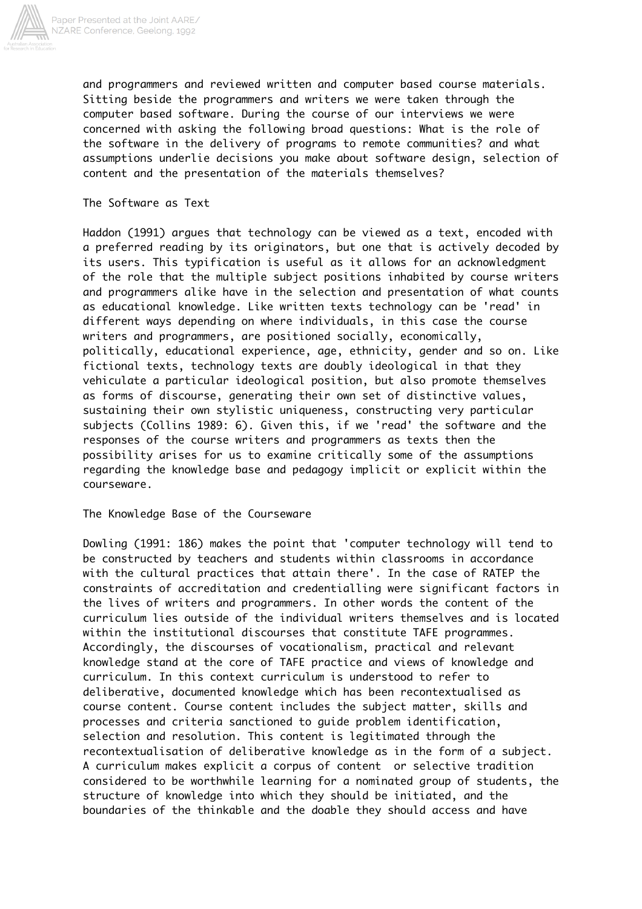and programmers and reviewed written and computer based course materials. Sitting beside the programmers and writers we were taken through the computer based software. During the course of our interviews we were concerned with asking the following broad questions: What is the role of the software in the delivery of programs to remote communities? and what assumptions underlie decisions you make about software design, selection of content and the presentation of the materials themselves?

## The Software as Text

Haddon (1991) argues that technology can be viewed as a text, encoded with a preferred reading by its originators, but one that is actively decoded by its users. This typification is useful as it allows for an acknowledgment of the role that the multiple subject positions inhabited by course writers and programmers alike have in the selection and presentation of what counts as educational knowledge. Like written texts technology can be 'read' in different ways depending on where individuals, in this case the course writers and programmers, are positioned socially, economically, politically, educational experience, age, ethnicity, gender and so on. Like fictional texts, technology texts are doubly ideological in that they vehiculate a particular ideological position, but also promote themselves as forms of discourse, generating their own set of distinctive values, sustaining their own stylistic uniqueness, constructing very particular subjects (Collins 1989: 6). Given this, if we 'read' the software and the responses of the course writers and programmers as texts then the possibility arises for us to examine critically some of the assumptions regarding the knowledge base and pedagogy implicit or explicit within the courseware.

## The Knowledge Base of the Courseware

Dowling (1991: 186) makes the point that 'computer technology will tend to be constructed by teachers and students within classrooms in accordance with the cultural practices that attain there'. In the case of RATEP the constraints of accreditation and credentialling were significant factors in the lives of writers and programmers. In other words the content of the curriculum lies outside of the individual writers themselves and is located within the institutional discourses that constitute TAFE programmes. Accordingly, the discourses of vocationalism, practical and relevant knowledge stand at the core of TAFE practice and views of knowledge and curriculum. In this context curriculum is understood to refer to deliberative, documented knowledge which has been recontextualised as course content. Course content includes the subject matter, skills and processes and criteria sanctioned to guide problem identification, selection and resolution. This content is legitimated through the recontextualisation of deliberative knowledge as in the form of a subject. A curriculum makes explicit a corpus of content or selective tradition considered to be worthwhile learning for a nominated group of students, the structure of knowledge into which they should be initiated, and the boundaries of the thinkable and the doable they should access and have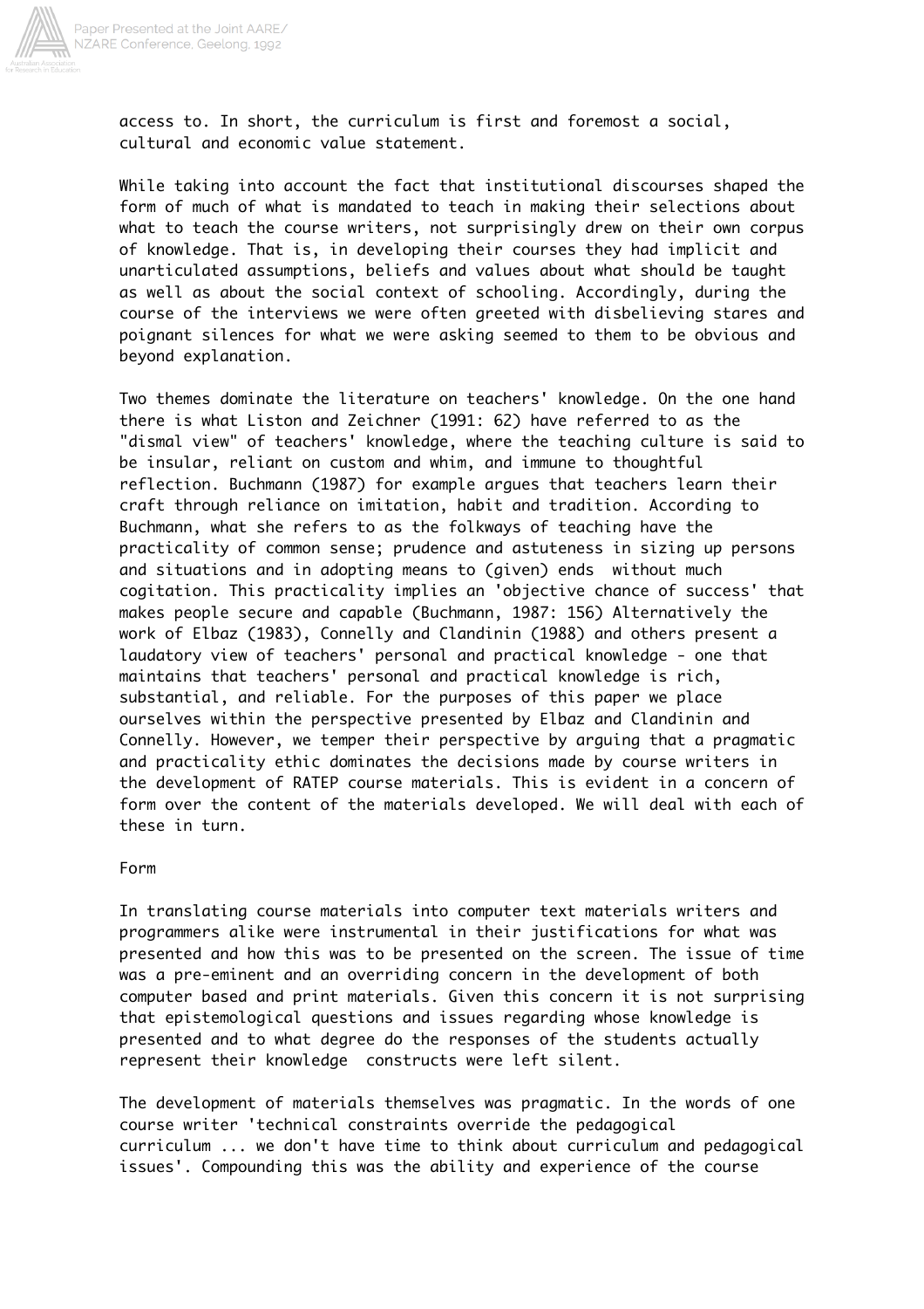access to. In short, the curriculum is first and foremost a social, cultural and economic value statement.

While taking into account the fact that institutional discourses shaped the form of much of what is mandated to teach in making their selections about what to teach the course writers, not surprisingly drew on their own corpus of knowledge. That is, in developing their courses they had implicit and unarticulated assumptions, beliefs and values about what should be taught as well as about the social context of schooling. Accordingly, during the course of the interviews we were often greeted with disbelieving stares and poignant silences for what we were asking seemed to them to be obvious and beyond explanation.

Two themes dominate the literature on teachers' knowledge. On the one hand there is what Liston and Zeichner (1991: 62) have referred to as the "dismal view" of teachers' knowledge, where the teaching culture is said to be insular, reliant on custom and whim, and immune to thoughtful reflection. Buchmann (1987) for example argues that teachers learn their craft through reliance on imitation, habit and tradition. According to Buchmann, what she refers to as the folkways of teaching have the practicality of common sense; prudence and astuteness in sizing up persons and situations and in adopting means to (given) ends without much cogitation. This practicality implies an 'objective chance of success' that makes people secure and capable (Buchmann, 1987: 156) Alternatively the work of Elbaz (1983), Connelly and Clandinin (1988) and others present a laudatory view of teachers' personal and practical knowledge - one that maintains that teachers' personal and practical knowledge is rich, substantial, and reliable. For the purposes of this paper we place ourselves within the perspective presented by Elbaz and Clandinin and Connelly. However, we temper their perspective by arguing that a pragmatic and practicality ethic dominates the decisions made by course writers in the development of RATEP course materials. This is evident in a concern of form over the content of the materials developed. We will deal with each of these in turn.

## Form

In translating course materials into computer text materials writers and programmers alike were instrumental in their justifications for what was presented and how this was to be presented on the screen. The issue of time was a pre-eminent and an overriding concern in the development of both computer based and print materials. Given this concern it is not surprising that epistemological questions and issues regarding whose knowledge is presented and to what degree do the responses of the students actually represent their knowledge constructs were left silent.

The development of materials themselves was pragmatic. In the words of one course writer 'technical constraints override the pedagogical curriculum ... we don't have time to think about curriculum and pedagogical issues'. Compounding this was the ability and experience of the course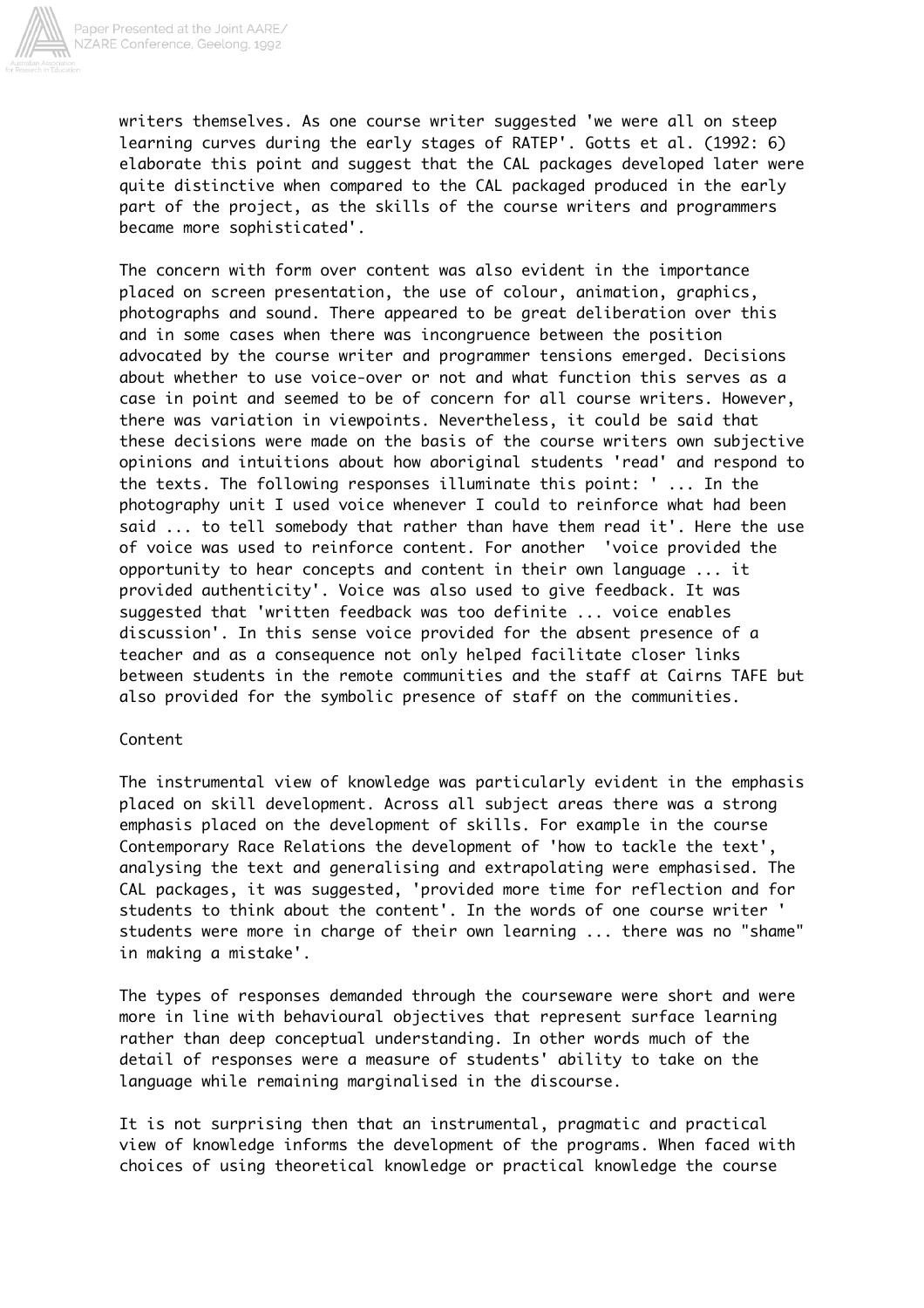writers themselves. As one course writer suggested 'we were all on steep learning curves during the early stages of RATEP'. Gotts et al. (1992: 6) elaborate this point and suggest that the CAL packages developed later were quite distinctive when compared to the CAL packaged produced in the early part of the project, as the skills of the course writers and programmers became more sophisticated'.

The concern with form over content was also evident in the importance placed on screen presentation, the use of colour, animation, graphics, photographs and sound. There appeared to be great deliberation over this and in some cases when there was incongruence between the position advocated by the course writer and programmer tensions emerged. Decisions about whether to use voice-over or not and what function this serves as a case in point and seemed to be of concern for all course writers. However, there was variation in viewpoints. Nevertheless, it could be said that these decisions were made on the basis of the course writers own subjective opinions and intuitions about how aboriginal students 'read' and respond to the texts. The following responses illuminate this point: ' ... In the photography unit I used voice whenever I could to reinforce what had been said ... to tell somebody that rather than have them read it'. Here the use of voice was used to reinforce content. For another 'voice provided the opportunity to hear concepts and content in their own language ... it provided authenticity'. Voice was also used to give feedback. It was suggested that 'written feedback was too definite ... voice enables discussion'. In this sense voice provided for the absent presence of a teacher and as a consequence not only helped facilitate closer links between students in the remote communities and the staff at Cairns TAFE but also provided for the symbolic presence of staff on the communities.

## Content

The instrumental view of knowledge was particularly evident in the emphasis placed on skill development. Across all subject areas there was a strong emphasis placed on the development of skills. For example in the course Contemporary Race Relations the development of 'how to tackle the text', analysing the text and generalising and extrapolating were emphasised. The CAL packages, it was suggested, 'provided more time for reflection and for students to think about the content'. In the words of one course writer ' students were more in charge of their own learning ... there was no "shame" in making a mistake'.

The types of responses demanded through the courseware were short and were more in line with behavioural objectives that represent surface learning rather than deep conceptual understanding. In other words much of the detail of responses were a measure of students' ability to take on the language while remaining marginalised in the discourse.

It is not surprising then that an instrumental, pragmatic and practical view of knowledge informs the development of the programs. When faced with choices of using theoretical knowledge or practical knowledge the course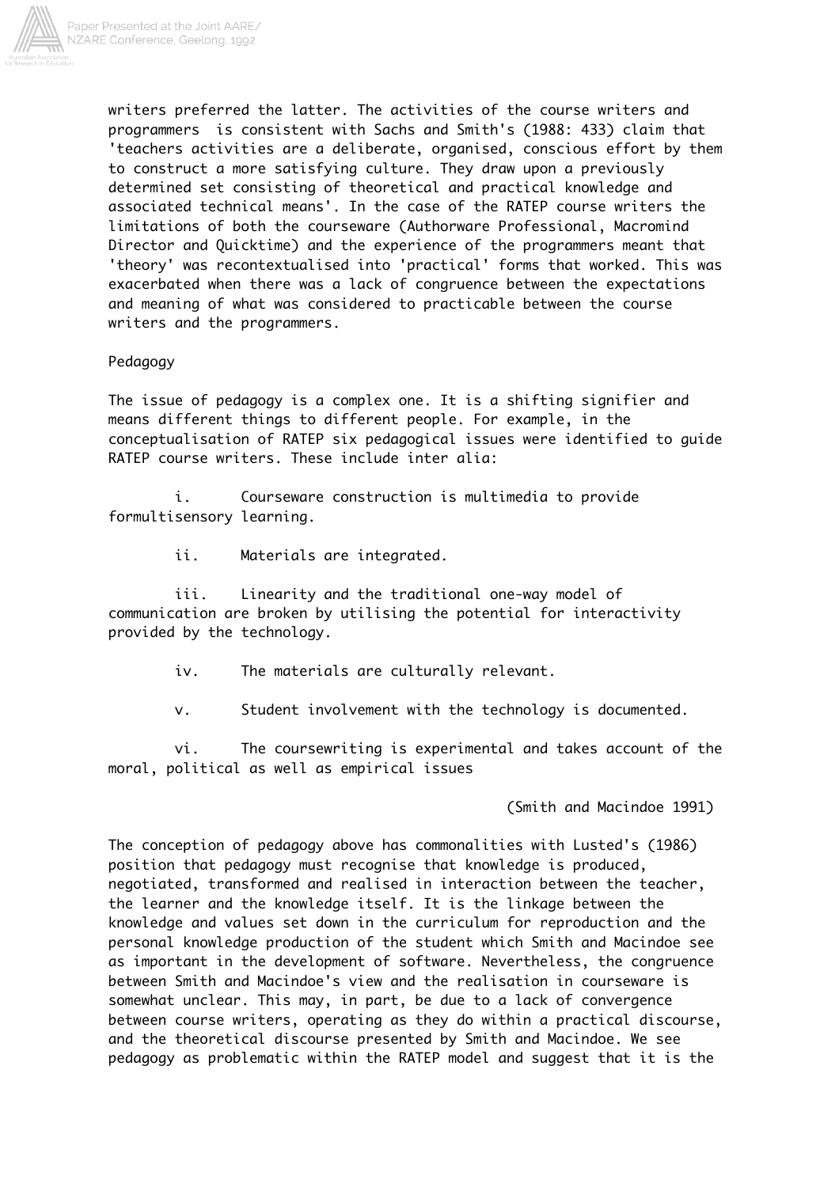writers preferred the latter. The activities of the course writers and programmers is consistent with Sachs and Smith's (1988: 433) claim that 'teachers activities are a deliberate, organised, conscious effort by them to construct a more satisfying culture. They draw upon a previously determined set consisting of theoretical and practical knowledge and associated technical means'. In the case of the RATEP course writers the limitations of both the courseware (Authorware Professional, Macromind Director and Quicktime) and the experience of the programmers meant that 'theory' was recontextualised into 'practical' forms that worked. This was exacerbated when there was a lack of congruence between the expectations and meaning of what was considered to practicable between the course writers and the programmers.

## Pedagogy

The issue of pedagogy is a complex one. It is a shifting signifier and means different things to different people. For example, in the conceptualisation of RATEP six pedagogical issues were identified to guide RATEP course writers. These include inter alia:

i. Courseware construction is multimedia to provide formultisensory learning.

ii. Materials are integrated.

iii. Linearity and the traditional one-way model of communication are broken by utilising the potential for interactivity provided by the technology.

iv. The materials are culturally relevant.

v. Student involvement with the technology is documented.

vi. The coursewriting is experimental and takes account of the moral, political as well as empirical issues

(Smith and Macindoe 1991)

The conception of pedagogy above has commonalities with Lusted's (1986) position that pedagogy must recognise that knowledge is produced, negotiated, transformed and realised in interaction between the teacher, the learner and the knowledge itself. It is the linkage between the knowledge and values set down in the curriculum for reproduction and the personal knowledge production of the student which Smith and Macindoe see as important in the development of software. Nevertheless, the congruence between Smith and Macindoe's view and the realisation in courseware is somewhat unclear. This may, in part, be due to a lack of convergence between course writers, operating as they do within a practical discourse, and the theoretical discourse presented by Smith and Macindoe. We see pedagogy as problematic within the RATEP model and suggest that it is the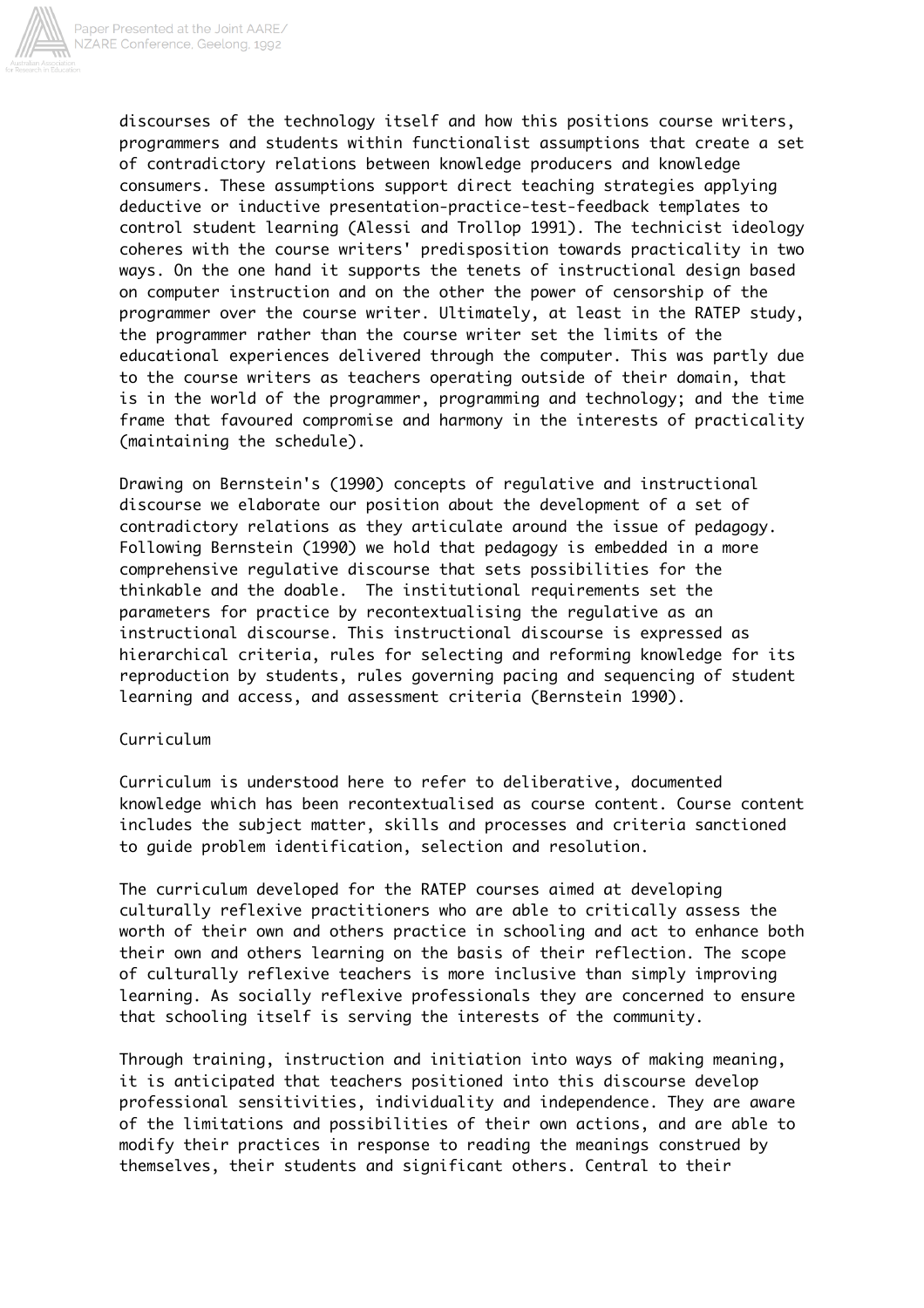discourses of the technology itself and how this positions course writers, programmers and students within functionalist assumptions that create a set of contradictory relations between knowledge producers and knowledge consumers. These assumptions support direct teaching strategies applying deductive or inductive presentation-practice-test-feedback templates to control student learning (Alessi and Trollop 1991). The technicist ideology coheres with the course writers' predisposition towards practicality in two ways. On the one hand it supports the tenets of instructional design based on computer instruction and on the other the power of censorship of the programmer over the course writer. Ultimately, at least in the RATEP study, the programmer rather than the course writer set the limits of the educational experiences delivered through the computer. This was partly due to the course writers as teachers operating outside of their domain, that is in the world of the programmer, programming and technology; and the time frame that favoured compromise and harmony in the interests of practicality (maintaining the schedule).

Drawing on Bernstein's (1990) concepts of regulative and instructional discourse we elaborate our position about the development of a set of contradictory relations as they articulate around the issue of pedagogy. Following Bernstein (1990) we hold that pedagogy is embedded in a more comprehensive regulative discourse that sets possibilities for the thinkable and the doable. The institutional requirements set the parameters for practice by recontextualising the regulative as an instructional discourse. This instructional discourse is expressed as hierarchical criteria, rules for selecting and reforming knowledge for its reproduction by students, rules governing pacing and sequencing of student learning and access, and assessment criteria (Bernstein 1990).

## Curriculum

Curriculum is understood here to refer to deliberative, documented knowledge which has been recontextualised as course content. Course content includes the subject matter, skills and processes and criteria sanctioned to guide problem identification, selection and resolution.

The curriculum developed for the RATEP courses aimed at developing culturally reflexive practitioners who are able to critically assess the worth of their own and others practice in schooling and act to enhance both their own and others learning on the basis of their reflection. The scope of culturally reflexive teachers is more inclusive than simply improving learning. As socially reflexive professionals they are concerned to ensure that schooling itself is serving the interests of the community.

Through training, instruction and initiation into ways of making meaning, it is anticipated that teachers positioned into this discourse develop professional sensitivities, individuality and independence. They are aware of the limitations and possibilities of their own actions, and are able to modify their practices in response to reading the meanings construed by themselves, their students and significant others. Central to their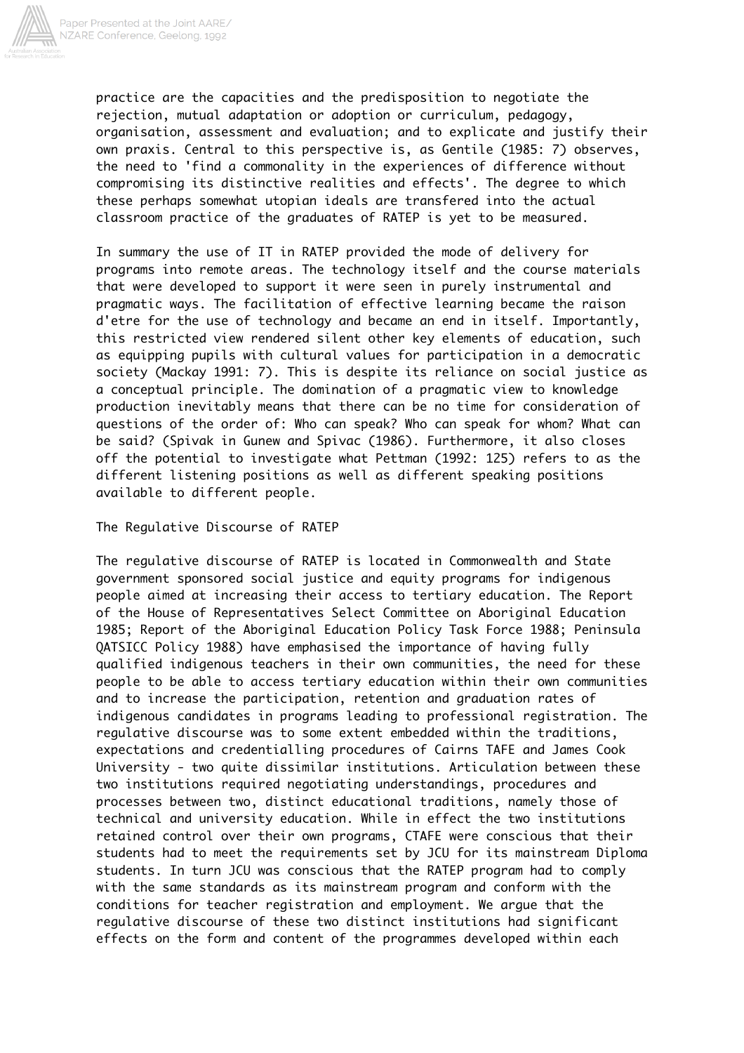practice are the capacities and the predisposition to negotiate the rejection, mutual adaptation or adoption or curriculum, pedagogy, organisation, assessment and evaluation; and to explicate and justify their own praxis. Central to this perspective is, as Gentile (1985: 7) observes, the need to 'find a commonality in the experiences of difference without compromising its distinctive realities and effects'. The degree to which these perhaps somewhat utopian ideals are transfered into the actual classroom practice of the graduates of RATEP is yet to be measured.

In summary the use of IT in RATEP provided the mode of delivery for programs into remote areas. The technology itself and the course materials that were developed to support it were seen in purely instrumental and pragmatic ways. The facilitation of effective learning became the raison d'etre for the use of technology and became an end in itself. Importantly, this restricted view rendered silent other key elements of education, such as equipping pupils with cultural values for participation in a democratic society (Mackay 1991: 7). This is despite its reliance on social justice as a conceptual principle. The domination of a pragmatic view to knowledge production inevitably means that there can be no time for consideration of questions of the order of: Who can speak? Who can speak for whom? What can be said? (Spivak in Gunew and Spivac (1986). Furthermore, it also closes off the potential to investigate what Pettman (1992: 125) refers to as the different listening positions as well as different speaking positions available to different people.

## The Regulative Discourse of RATEP

The regulative discourse of RATEP is located in Commonwealth and State government sponsored social justice and equity programs for indigenous people aimed at increasing their access to tertiary education. The Report of the House of Representatives Select Committee on Aboriginal Education 1985; Report of the Aboriginal Education Policy Task Force 1988; Peninsula QATSICC Policy 1988) have emphasised the importance of having fully qualified indigenous teachers in their own communities, the need for these people to be able to access tertiary education within their own communities and to increase the participation, retention and graduation rates of indigenous candidates in programs leading to professional registration. The regulative discourse was to some extent embedded within the traditions, expectations and credentialling procedures of Cairns TAFE and James Cook University - two quite dissimilar institutions. Articulation between these two institutions required negotiating understandings, procedures and processes between two, distinct educational traditions, namely those of technical and university education. While in effect the two institutions retained control over their own programs, CTAFE were conscious that their students had to meet the requirements set by JCU for its mainstream Diploma students. In turn JCU was conscious that the RATEP program had to comply with the same standards as its mainstream program and conform with the conditions for teacher registration and employment. We argue that the regulative discourse of these two distinct institutions had significant effects on the form and content of the programmes developed within each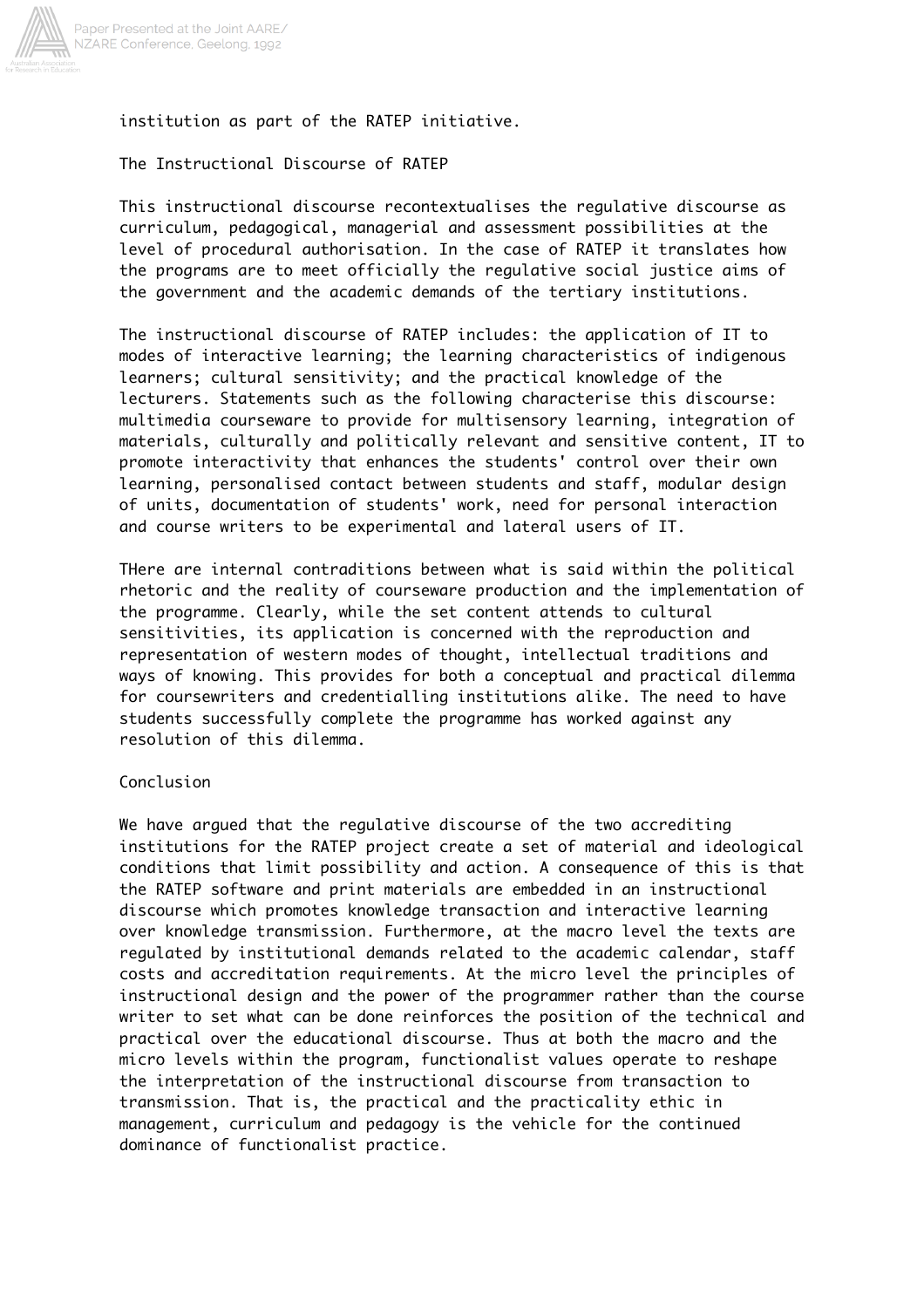institution as part of the RATEP initiative.

## The Instructional Discourse of RATEP

This instructional discourse recontextualises the regulative discourse as curriculum, pedagogical, managerial and assessment possibilities at the level of procedural authorisation. In the case of RATEP it translates how the programs are to meet officially the regulative social justice aims of the government and the academic demands of the tertiary institutions.

The instructional discourse of RATEP includes: the application of IT to modes of interactive learning; the learning characteristics of indigenous learners; cultural sensitivity; and the practical knowledge of the lecturers. Statements such as the following characterise this discourse: multimedia courseware to provide for multisensory learning, integration of materials, culturally and politically relevant and sensitive content, IT to promote interactivity that enhances the students' control over their own learning, personalised contact between students and staff, modular design of units, documentation of students' work, need for personal interaction and course writers to be experimental and lateral users of IT.

THere are internal contraditions between what is said within the political rhetoric and the reality of courseware production and the implementation of the programme. Clearly, while the set content attends to cultural sensitivities, its application is concerned with the reproduction and representation of western modes of thought, intellectual traditions and ways of knowing. This provides for both a conceptual and practical dilemma for coursewriters and credentialling institutions alike. The need to have students successfully complete the programme has worked against any resolution of this dilemma.

## Conclusion

We have argued that the regulative discourse of the two accrediting institutions for the RATEP project create a set of material and ideological conditions that limit possibility and action. A consequence of this is that the RATEP software and print materials are embedded in an instructional discourse which promotes knowledge transaction and interactive learning over knowledge transmission. Furthermore, at the macro level the texts are regulated by institutional demands related to the academic calendar, staff costs and accreditation requirements. At the micro level the principles of instructional design and the power of the programmer rather than the course writer to set what can be done reinforces the position of the technical and practical over the educational discourse. Thus at both the macro and the micro levels within the program, functionalist values operate to reshape the interpretation of the instructional discourse from transaction to transmission. That is, the practical and the practicality ethic in management, curriculum and pedagogy is the vehicle for the continued dominance of functionalist practice.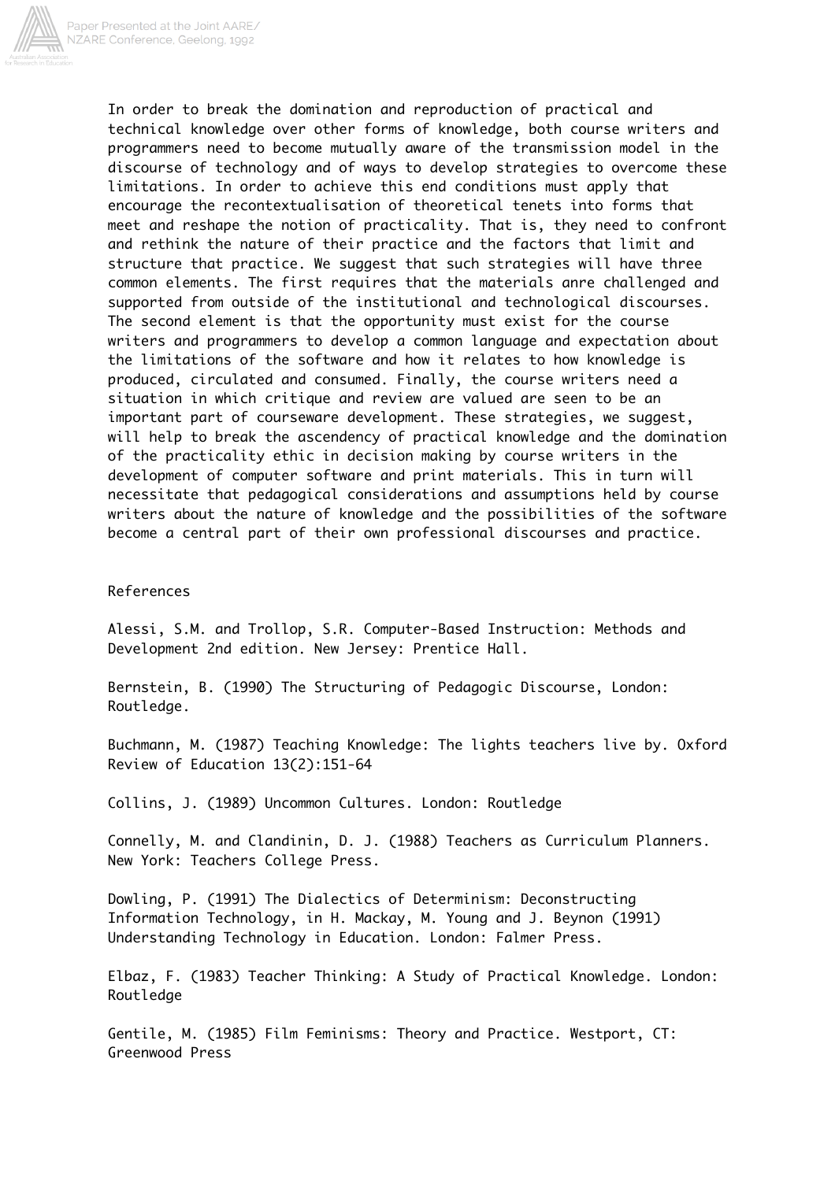In order to break the domination and reproduction of practical and technical knowledge over other forms of knowledge, both course writers and programmers need to become mutually aware of the transmission model in the discourse of technology and of ways to develop strategies to overcome these limitations. In order to achieve this end conditions must apply that encourage the recontextualisation of theoretical tenets into forms that meet and reshape the notion of practicality. That is, they need to confront and rethink the nature of their practice and the factors that limit and structure that practice. We suggest that such strategies will have three common elements. The first requires that the materials anre challenged and supported from outside of the institutional and technological discourses. The second element is that the opportunity must exist for the course writers and programmers to develop a common language and expectation about the limitations of the software and how it relates to how knowledge is produced, circulated and consumed. Finally, the course writers need a situation in which critique and review are valued are seen to be an important part of courseware development. These strategies, we suggest, will help to break the ascendency of practical knowledge and the domination of the practicality ethic in decision making by course writers in the development of computer software and print materials. This in turn will necessitate that pedagogical considerations and assumptions held by course writers about the nature of knowledge and the possibilities of the software become a central part of their own professional discourses and practice.

References

Alessi, S.M. and Trollop, S.R. Computer-Based Instruction: Methods and Development 2nd edition. New Jersey: Prentice Hall.

Bernstein, B. (1990) The Structuring of Pedagogic Discourse, London: Routledge.

Buchmann, M. (1987) Teaching Knowledge: The lights teachers live by. Oxford Review of Education 13(2):151-64

Collins, J. (1989) Uncommon Cultures. London: Routledge

Connelly, M. and Clandinin, D. J. (1988) Teachers as Curriculum Planners. New York: Teachers College Press.

Dowling, P. (1991) The Dialectics of Determinism: Deconstructing Information Technology, in H. Mackay, M. Young and J. Beynon (1991) Understanding Technology in Education. London: Falmer Press.

Elbaz, F. (1983) Teacher Thinking: A Study of Practical Knowledge. London: Routledge

Gentile, M. (1985) Film Feminisms: Theory and Practice. Westport, CT: Greenwood Press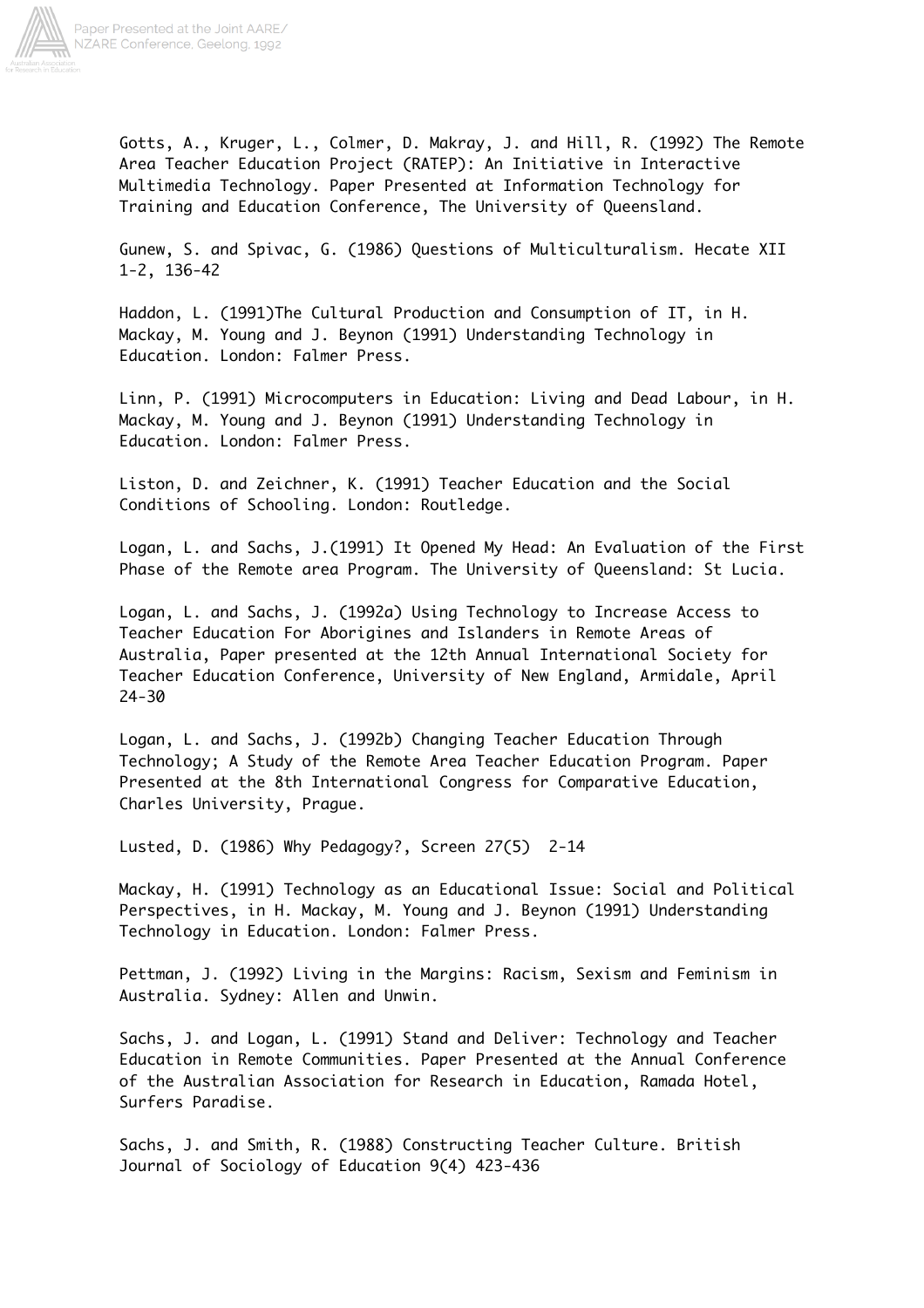Gotts, A., Kruger, L., Colmer, D. Makray, J. and Hill, R. (1992) The Remote Area Teacher Education Project (RATEP): An Initiative in Interactive Multimedia Technology. Paper Presented at Information Technology for Training and Education Conference, The University of Queensland.

Gunew, S. and Spivac, G. (1986) Questions of Multiculturalism. Hecate XII 1-2, 136-42

Haddon, L. (1991)The Cultural Production and Consumption of IT, in H. Mackay, M. Young and J. Beynon (1991) Understanding Technology in Education. London: Falmer Press.

Linn, P. (1991) Microcomputers in Education: Living and Dead Labour, in H. Mackay, M. Young and J. Beynon (1991) Understanding Technology in Education. London: Falmer Press.

Liston, D. and Zeichner, K. (1991) Teacher Education and the Social Conditions of Schooling. London: Routledge.

Logan, L. and Sachs, J.(1991) It Opened My Head: An Evaluation of the First Phase of the Remote area Program. The University of Queensland: St Lucia.

Logan, L. and Sachs, J. (1992a) Using Technology to Increase Access to Teacher Education For Aborigines and Islanders in Remote Areas of Australia, Paper presented at the 12th Annual International Society for Teacher Education Conference, University of New England, Armidale, April 24-30

Logan, L. and Sachs, J. (1992b) Changing Teacher Education Through Technology; A Study of the Remote Area Teacher Education Program. Paper Presented at the 8th International Congress for Comparative Education, Charles University, Prague.

Lusted, D. (1986) Why Pedagogy?, Screen 27(5) 2-14

Mackay, H. (1991) Technology as an Educational Issue: Social and Political Perspectives, in H. Mackay, M. Young and J. Beynon (1991) Understanding Technology in Education. London: Falmer Press.

Pettman, J. (1992) Living in the Margins: Racism, Sexism and Feminism in Australia. Sydney: Allen and Unwin.

Sachs, J. and Logan, L. (1991) Stand and Deliver: Technology and Teacher Education in Remote Communities. Paper Presented at the Annual Conference of the Australian Association for Research in Education, Ramada Hotel, Surfers Paradise.

Sachs, J. and Smith, R. (1988) Constructing Teacher Culture. British Journal of Sociology of Education 9(4) 423-436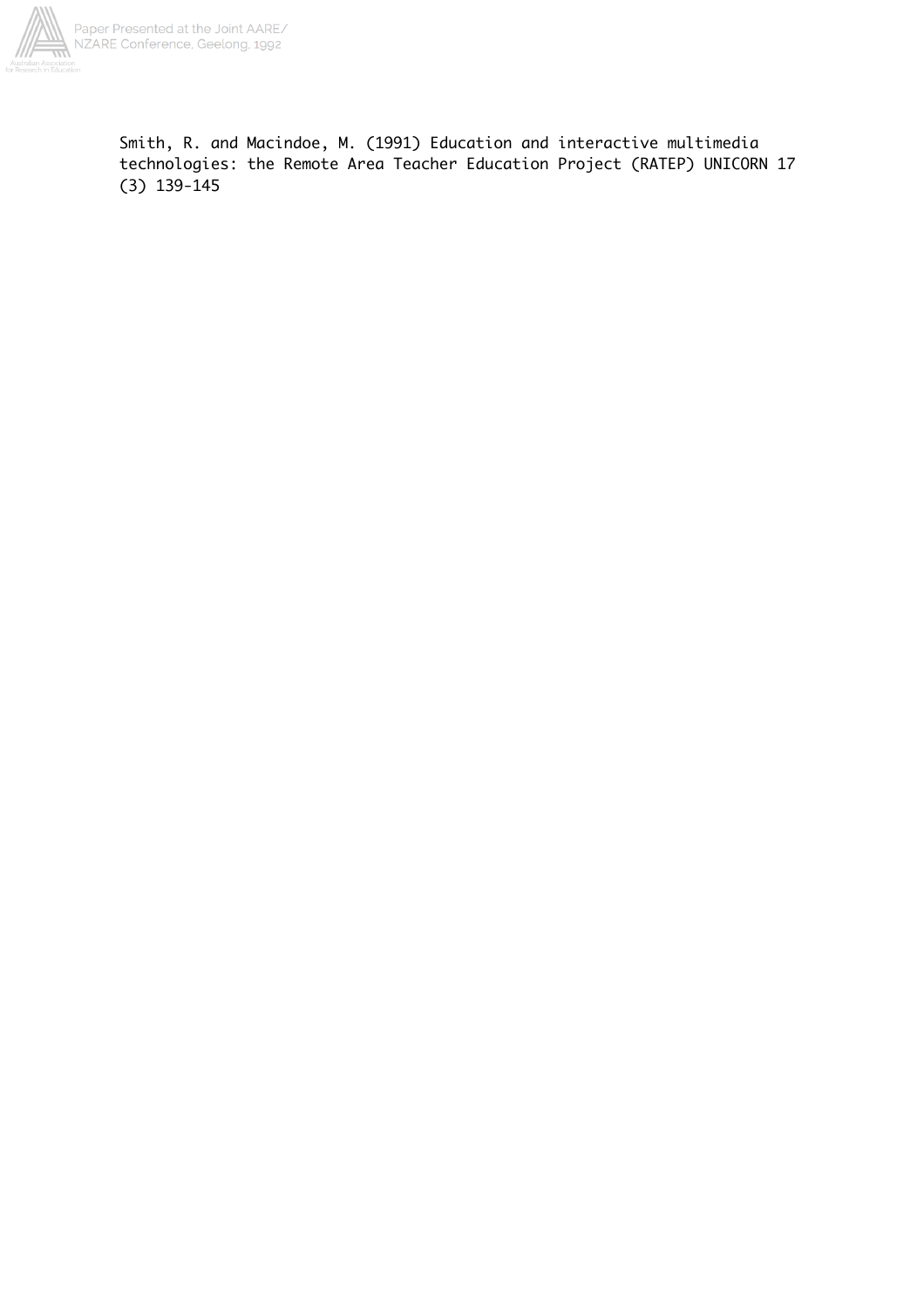Smith, R. and Macindoe, M. (1991) Education and interactive multimedia technologies: the Remote Area Teacher Education Project (RATEP) UNICORN 17 (3) 139-145